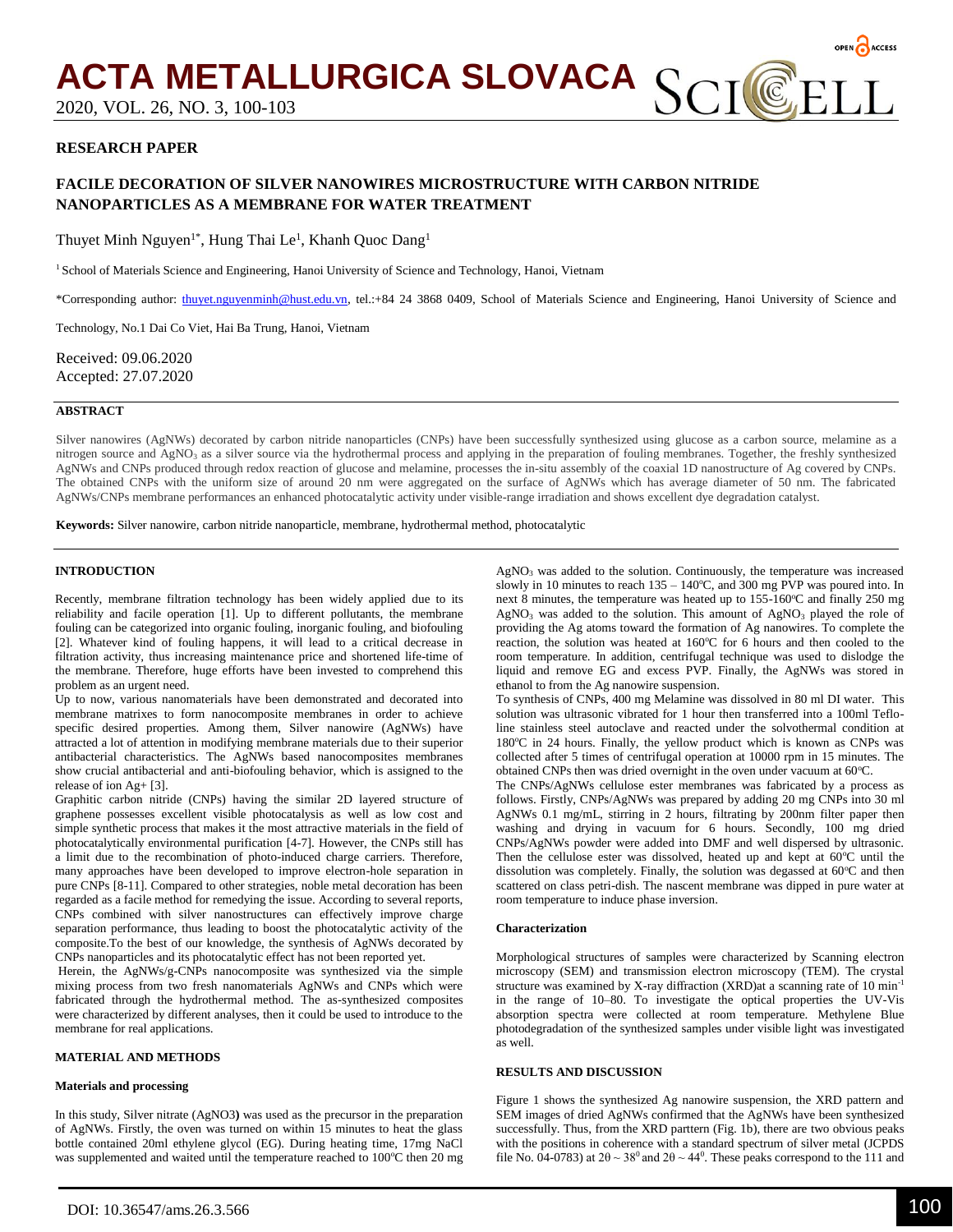**RESEARCH PAPER**

# FACILE DECORATION OF SILVER NANOWIRES MICROSTRUCTURE WITH CARBON NITRIDE NANOPARTICLES AS A MEMBRANE FOR WATER TREATMENT

Thuyet Minh Nguyen[1*], Hung Thai Le[1], Khanh Quoc Dang[1]

[1] School of Materials Science and Engineering, Hanoi University of Science and Technology, Hanoi, Vietnam

*Corresponding author: thuyet.nguyenminh@hust.edu.vn, tel.:+84 24 3868 0409, School of Materials Science and Engineering, Hanoi University of Science and Technology, No.1 Dai Co Viet, Hai Ba Trung, Hanoi, Vietnam

Received: 09.06.2020
Accepted: 27.07.2020

## ABSTRACT

Silver nanowires (AgNWs) decorated by carbon nitride nanoparticles (CNPs) have been successfully synthesized using glucose as a carbon source, melamine as a nitrogen source and $AgNO_3$ as a silver source via the hydrothermal process and applying in the preparation of fouling membranes. Together, the freshly synthesized AgNWs and CNPs produced through redox reaction of glucose and melamine, processes the in-situ assembly of the coaxial 1D nanostructure of Ag covered by CNPs. The obtained CNPs with the uniform size of around 20 nm were aggregated on the surface of AgNWs which has average diameter of 50 nm. The fabricated AgNWs/CNPs membrane performances an enhanced photocatalytic activity under visible-range irradiation and shows excellent dye degradation catalyst.

**Keywords:** Silver nanowire, carbon nitride nanoparticle, membrane, hydrothermal method, photocatalytic

## INTRODUCTION

Recently, membrane filtration technology has been widely applied due to its reliability and facile operation [1]. Up to different pollutants, the membrane fouling can be categorized into organic fouling, inorganic fouling, and biofouling [2]. Whatever kind of fouling happens, it will lead to a critical decrease in filtration activity, thus increasing maintenance price and shortened life-time of the membrane. Therefore, huge efforts have been invested to comprehend this problem as an urgent need.

Up to now, various nanomaterials have been demonstrated and decorated into membrane matrixes to form nanocomposite membranes in order to achieve specific desired properties. Among them, Silver nanowire (AgNWs) have attracted a lot of attention in modifying membrane materials due to their superior antibacterial characteristics. The AgNWs based nanocomposites membranes show crucial antibacterial and anti-biofouling behavior, which is assigned to the release of ion $Ag^+$ [3].

Graphitic carbon nitride (CNPs) having the similar 2D layered structure of graphene possesses excellent visible photocatalysis as well as low cost and simple synthetic process that makes it the most attractive materials in the field of photocatalytically environmental purification [4-7]. However, the CNPs still has a limit due to the recombination of photo-induced charge carriers. Therefore, many approaches have been developed to improve electron-hole separation in pure CNPs [8-11]. Compared to other strategies, noble metal decoration has been regarded as a facile method for remedying the issue. According to several reports, CNPs combined with silver nanostructures can effectively improve charge separation performance, thus leading to boost the photocatalytic activity of the composite.To the best of our knowledge, the synthesis of AgNWs decorated by CNPs nanoparticles and its photocatalytic effect has not been reported yet.

Herein, the AgNWs/g-CNPs nanocomposite was synthesized via the simple mixing process from two fresh nanomaterials AgNWs and CNPs which were fabricated through the hydrothermal method. The as-synthesized composites were characterized by different analyses, then it could be used to introduce to the membrane for real applications.

## MATERIAL AND METHODS

### Materials and processing

In this study, Silver nitrate (AgNO3**)** was used as the precursor in the preparation of AgNWs. Firstly, the oven was turned on within 15 minutes to heat the glass bottle contained 20ml ethylene glycol (EG). During heating time, 17mg NaCl was supplemented and waited until the temperature reached to 100°C then 20 mg $AgNO_3$ was added to the solution. Continuously, the temperature was increased slowly in 10 minutes to reach 135 – 140°C, and 300 mg PVP was poured into. In next 8 minutes, the temperature was heated up to 155-160°C and finally 250 mg $AgNO_3$ was added to the solution. This amount of $AgNO_3$ played the role of providing the Ag atoms toward the formation of Ag nanowires. To complete the reaction, the solution was heated at 160°C for 6 hours and then cooled to the room temperature. In addition, centrifugal technique was used to dislodge the liquid and remove EG and excess PVP. Finally, the AgNWs was stored in ethanol to from the Ag nanowire suspension.

To synthesis of CNPs, 400 mg Melamine was dissolved in 80 ml DI water. This solution was ultrasonic vibrated for 1 hour then transferred into a 100ml Teflo-line stainless steel autoclave and reacted under the solvothermal condition at 180°C in 24 hours. Finally, the yellow product which is known as CNPs was collected after 5 times of centrifugal operation at 10000 rpm in 15 minutes. The obtained CNPs then was dried overnight in the oven under vacuum at 60°C.

The CNPs/AgNWs cellulose ester membranes was fabricated by a process as follows. Firstly, CNPs/AgNWs was prepared by adding 20 mg CNPs into 30 ml AgNWs 0.1 mg/mL, stirring in 2 hours, filtrating by 200nm filter paper then washing and drying in vacuum for 6 hours. Secondly, 100 mg dried CNPs/AgNWs powder were added into DMF and well dispersed by ultrasonic. Then the cellulose ester was dissolved, heated up and kept at 60°C until the dissolution was completely. Finally, the solution was degassed at 60°C and then scattered on class petri-dish. The nascent membrane was dipped in pure water at room temperature to induce phase inversion.

### Characterization

Morphological structures of samples were characterized by Scanning electron microscopy (SEM) and transmission electron microscopy (TEM). The crystal structure was examined by X-ray diffraction (XRD)at a scanning rate of 10 $min^{-1}$ in the range of 10–80. To investigate the optical properties the UV-Vis absorption spectra were collected at room temperature. Methylene Blue photodegradation of the synthesized samples under visible light was investigated as well.

## RESULTS AND DISCUSSION

Figure 1 shows the synthesized Ag nanowire suspension, the XRD pattern and SEM images of dried AgNWs confirmed that the AgNWs have been synthesized successfully. Thus, from the XRD parttern (Fig. 1b), there are two obvious peaks with the positions in coherence with a standard spectrum of silver metal (JCPDS file No. 04-0783) at $2\theta \sim 38^0$ and $2\theta \sim 44^0$. These peaks correspond to the 111 and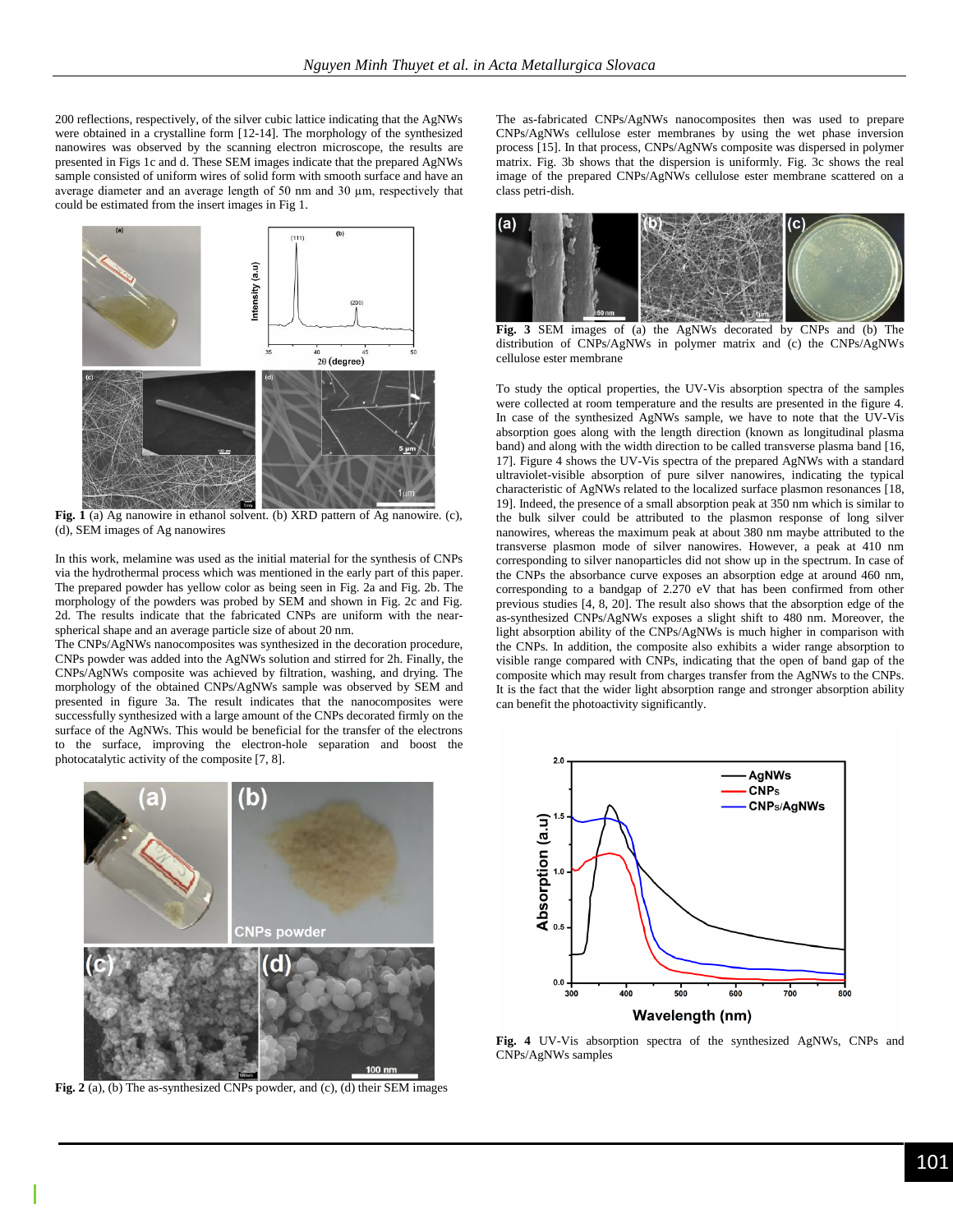200 reflections, respectively, of the silver cubic lattice indicating that the AgNWs were obtained in a crystalline form [12-14]. The morphology of the synthesized nanowires was observed by the scanning electron microscope, the results are presented in Figs 1c and d. These SEM images indicate that the prepared AgNWs sample consisted of uniform wires of solid form with smooth surface and have an average diameter and an average length of 50 nm and 30 µm, respectively that could be estimated from the insert images in Fig 1.

**Fig. 1** (a) Ag nanowire in ethanol solvent. (b) XRD pattern of Ag nanowire. (c), (d), SEM images of Ag nanowires

In this work, melamine was used as the initial material for the synthesis of CNPs via the hydrothermal process which was mentioned in the early part of this paper. The prepared powder has yellow color as being seen in Fig. 2a and Fig. 2b. The morphology of the powders was probed by SEM and shown in Fig. 2c and Fig. 2d. The results indicate that the fabricated CNPs are uniform with the near-spherical shape and an average particle size of about 20 nm.

The CNPs/AgNWs nanocomposites was synthesized in the decoration procedure, CNPs powder was added into the AgNWs solution and stirred for 2h. Finally, the CNPs/AgNWs composite was achieved by filtration, washing, and drying. The morphology of the obtained CNPs/AgNWs sample was observed by SEM and presented in figure 3a. The result indicates that the nanocomposites were successfully synthesized with a large amount of the CNPs decorated firmly on the surface of the AgNWs. This would be beneficial for the transfer of the electrons to the surface, improving the electron-hole separation and boost the photocatalytic activity of the composite [7, 8].

**Fig. 2** (a), (b) The as-synthesized CNPs powder, and (c), (d) their SEM images

The as-fabricated CNPs/AgNWs nanocomposites then was used to prepare CNPs/AgNWs cellulose ester membranes by using the wet phase inversion process [15]. In that process, CNPs/AgNWs composite was dispersed in polymer matrix. Fig. 3b shows that the dispersion is uniformly. Fig. 3c shows the real image of the prepared CNPs/AgNWs cellulose ester membrane scattered on a class petri-dish.

**Fig. 3** SEM images of (a) the AgNWs decorated by CNPs and (b) The distribution of CNPs/AgNWs in polymer matrix and (c) the CNPs/AgNWs cellulose ester membrane

To study the optical properties, the UV-Vis absorption spectra of the samples were collected at room temperature and the results are presented in the figure 4. In case of the synthesized AgNWs sample, we have to note that the UV-Vis absorption goes along with the length direction (known as longitudinal plasma band) and along with the width direction to be called transverse plasma band [16, 17]. Figure 4 shows the UV-Vis spectra of the prepared AgNWs with a standard ultraviolet-visible absorption of pure silver nanowires, indicating the typical characteristic of AgNWs related to the localized surface plasmon resonances [18, 19]. Indeed, the presence of a small absorption peak at 350 nm which is similar to the bulk silver could be attributed to the plasmon response of long silver nanowires, whereas the maximum peak at about 380 nm maybe attributed to the transverse plasmon mode of silver nanowires. However, a peak at 410 nm corresponding to silver nanoparticles did not show up in the spectrum. In case of the CNPs the absorbance curve exposes an absorption edge at around 460 nm, corresponding to a bandgap of 2.270 eV that has been confirmed from other previous studies [4, 8, 20]. The result also shows that the absorption edge of the as-synthesized CNPs/AgNWs exposes a slight shift to 480 nm. Moreover, the light absorption ability of the CNPs/AgNWs is much higher in comparison with the CNPs. In addition, the composite also exhibits a wider range absorption to visible range compared with CNPs, indicating that the open of band gap of the composite which may result from charges transfer from the AgNWs to the CNPs. It is the fact that the wider light absorption range and stronger absorption ability can benefit the photoactivity significantly.

**Fig. 4** UV-Vis absorption spectra of the synthesized AgNWs, CNPs and CNPs/AgNWs samples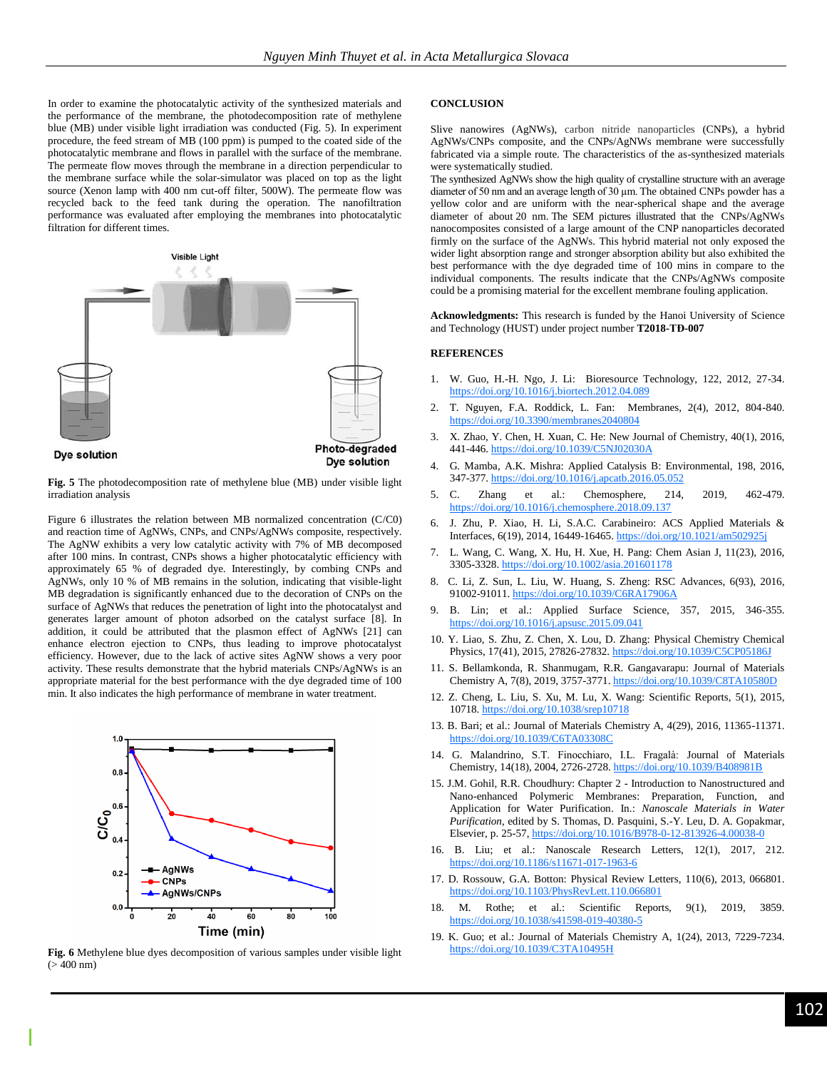In order to examine the photocatalytic activity of the synthesized materials and the performance of the membrane, the photodecomposition rate of methylene blue (MB) under visible light irradiation was conducted (Fig. 5). In experiment procedure, the feed stream of MB (100 ppm) is pumped to the coated side of the photocatalytic membrane and flows in parallel with the surface of the membrane. The permeate flow moves through the membrane in a direction perpendicular to the membrane surface while the solar-simulator was placed on top as the light source (Xenon lamp with 400 nm cut-off filter, 500W). The permeate flow was recycled back to the feed tank during the operation. The nanofiltration performance was evaluated after employing the membranes into photocatalytic filtration for different times.

**Fig. 5** The photodecomposition rate of methylene blue (MB) under visible light irradiation analysis

Figure 6 illustrates the relation between MB normalized concentration (C/C0) and reaction time of AgNWs, CNPs, and CNPs/AgNWs composite, respectively. The AgNW exhibits a very low catalytic activity with 7% of MB decomposed after 100 mins. In contrast, CNPs shows a higher photocatalytic efficiency with approximately 65 % of degraded dye. Interestingly, by combing CNPs and AgNWs, only 10 % of MB remains in the solution, indicating that visible-light MB degradation is significantly enhanced due to the decoration of CNPs on the surface of AgNWs that reduces the penetration of light into the photocatalyst and generates larger amount of photon adsorbed on the catalyst surface [8]. In addition, it could be attributed that the plasmon effect of AgNWs [21] can enhance electron ejection to CNPs, thus leading to improve photocatalytast efficiency. However, due to the lack of active sites AgNW shows a very poor activity. These results demonstrate that the hybrid materials CNPs/AgNWs is an appropriate material for the best performance with the dye degraded time of 100 min. It also indicates the high performance of membrane in water treatment.

**Fig. 6** Methylene blue dyes decomposition of various samples under visible light (> 400 nm)

## CONCLUSION

Slive nanowires (AgNWs), carbon nitride nanoparticles (CNPs), a hybrid AgNWs/CNPs composite, and the CNPs/AgNWs membrane were successfully fabricated via a simple route. The characteristics of the as-synthesized materials were systematically studied.

The synthesized AgNWs show the high quality of crystalline structure with an average diameter of 50 nm and an average length of 30 µm. The obtained CNPs powder has a yellow color and are uniform with the near-spherical shape and the average diameter of about 20 nm. The SEM pictures illustrated that the CNPs/AgNWs nanocomposites consisted of a large amount of the CNP nanoparticles decorated firmly on the surface of the AgNWs. This hybrid material not only exposed the wider light absorption range and stronger absorption ability but also exhibited the best performance with the dye degraded time of 100 mins in compare to the individual components. The results indicate that the CNPs/AgNWs composite could be a promising material for the excellent membrane fouling application.

**Acknowledgments:** This research is funded by the Hanoi University of Science and Technology (HUST) under project number **T2018-TĐ-007**

## REFERENCES

1. W. Guo, H.-H. Ngo, J. Li: Bioresource Technology, 122, 2012, 27-34. https://doi.org/10.1016/j.biortech.2012.04.089
2. T. Nguyen, F.A. Roddick, L. Fan: Membranes, 2(4), 2012, 804-840. https://doi.org/10.3390/membranes2040804
3. X. Zhao, Y. Chen, H. Xuan, C. He: New Journal of Chemistry, 40(1), 2016, 441-446. https://doi.org/10.1039/C5NJ02030A
4. G. Mamba, A.K. Mishra: Applied Catalysis B: Environmental, 198, 2016, 347-377. https://doi.org/10.1016/j.apcatb.2016.05.052
5. C. Zhang et al.: Chemosphere, 214, 2019, 462-479. https://doi.org/10.1016/j.chemosphere.2018.09.137
6. J. Zhu, P. Xiao, H. Li, S.A.C. Carabineiro: ACS Applied Materials & Interfaces, 6(19), 2014, 16449-16465. https://doi.org/10.1021/am502925j
7. L. Wang, C. Wang, X. Hu, H. Xue, H. Pang: Chem Asian J, 11(23), 2016, 3305-3328. https://doi.org/10.1002/asia.201601178
8. C. Li, Z. Sun, L. Liu, W. Huang, S. Zheng: RSC Advances, 6(93), 2016, 91002-91011. https://doi.org/10.1039/C6RA17906A
9. B. Lin; et al.: Applied Surface Science, 357, 2015, 346-355. https://doi.org/10.1016/j.apsusc.2015.09.041
10. Y. Liao, S. Zhu, Z. Chen, X. Lou, D. Zhang: Physical Chemistry Chemical Physics, 17(41), 2015, 27826-27832. https://doi.org/10.1039/C5CP05186J
11. S. Bellamkonda, R. Shanmugam, R.R. Gangavarapu: Journal of Materials Chemistry A, 7(8), 2019, 3757-3771. https://doi.org/10.1039/C8TA10580D
12. Z. Cheng, L. Liu, S. Xu, M. Lu, X. Wang: Scientific Reports, 5(1), 2015, 10718. https://doi.org/10.1038/srep10718
13. B. Bari; et al.: Journal of Materials Chemistry A, 4(29), 2016, 11365-11371. https://doi.org/10.1039/C6TA03308C
14. G. Malandrino, S.T. Finocchiaro, I.L. Fragalà: Journal of Materials Chemistry, 14(18), 2004, 2726-2728. https://doi.org/10.1039/B408981B
15. J.M. Gohil, R.R. Choudhury: Chapter 2 - Introduction to Nanostructured and Nano-enhanced Polymeric Membranes: Preparation, Function, and Application for Water Purification. In.: *Nanoscale Materials in Water Purification*, edited by S. Thomas, D. Pasquini, S.-Y. Leu, D. A. Gopakmar, Elsevier, p. 25-57, https://doi.org/10.1016/B978-0-12-813926-4.00038-0
16. B. Liu; et al.: Nanoscale Research Letters, 12(1), 2017, 212. https://doi.org/10.1186/s11671-017-1963-6
17. D. Rossouw, G.A. Botton: Physical Review Letters, 110(6), 2013, 066801. https://doi.org/10.1103/PhysRevLett.110.066801
18. M. Rothe; et al.: Scientific Reports, 9(1), 2019, 3859. https://doi.org/10.1038/s41598-019-40380-5
19. K. Guo; et al.: Journal of Materials Chemistry A, 1(24), 2013, 7229-7234. https://doi.org/10.1039/C3TA10495H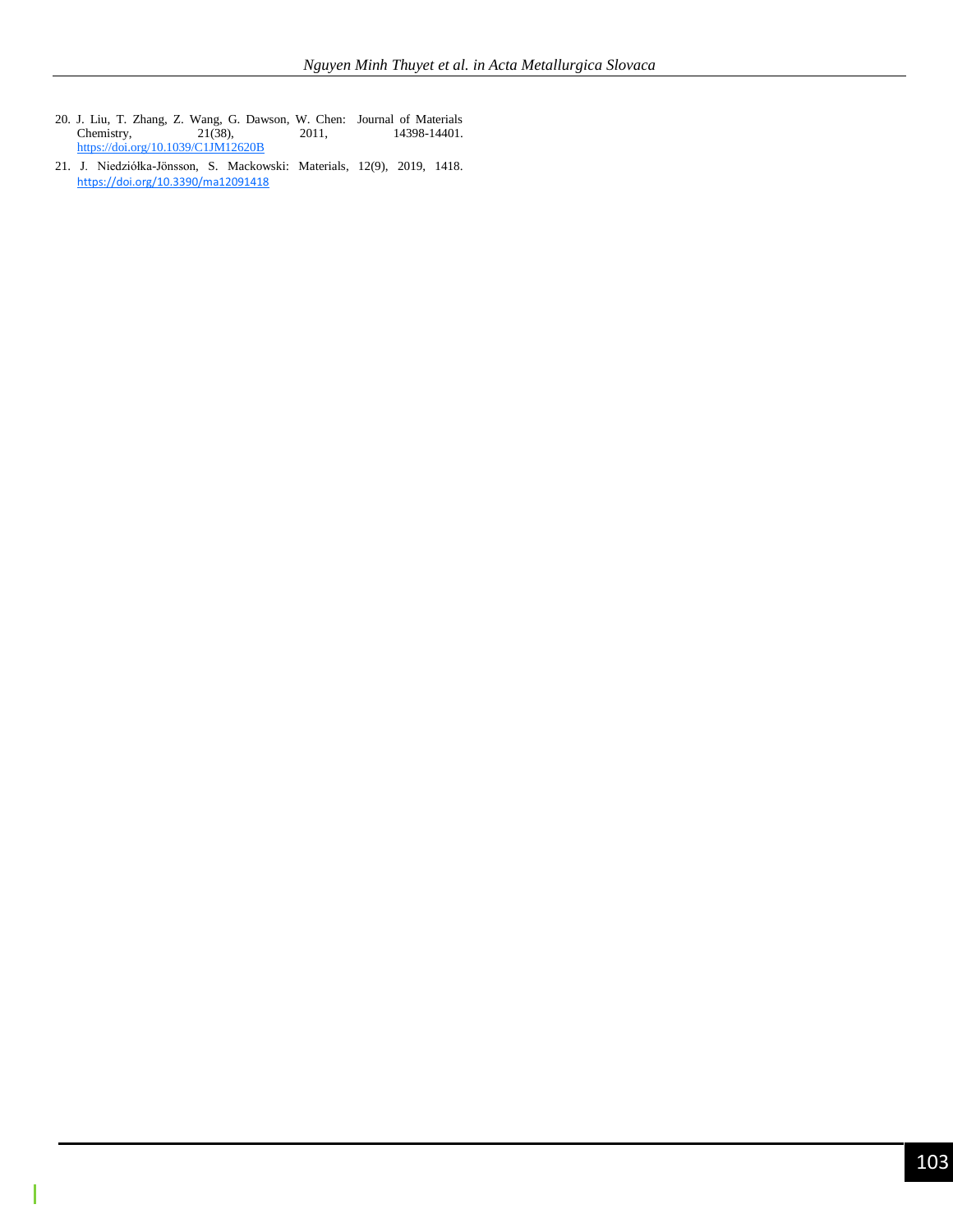20. J. Liu, T. Zhang, Z. Wang, G. Dawson, W. Chen: Journal of Materials Chemistry, 21(38), 2011, 14398-14401. https://doi.org/10.1039/C1JM12620B
21. J. Niedziółka-Jönsson, S. Mackowski: Materials, 12(9), 2019, 1418. https://doi.org/10.3390/ma12091418